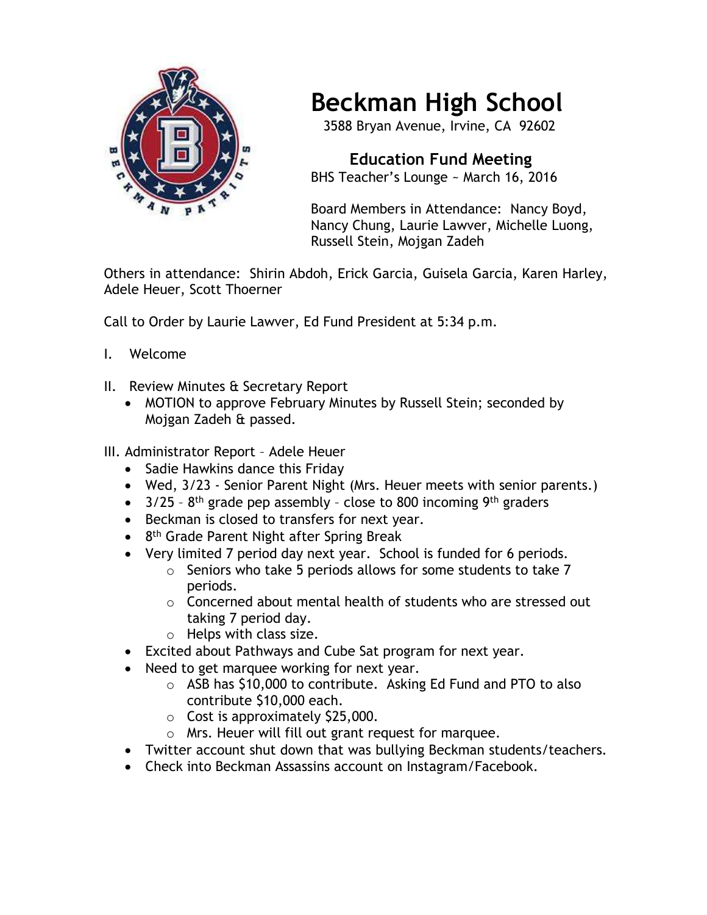# Beckman High School

3588 Bryan Avenue, Irvine, CA 92602

## Education Fund Meeting

BHS Teacher's Lounge ~ March 16, 2016

Board Members in Attendance: Nancy Boyd, Nancy Chung, Laurie Lawver, Michelle Luong, Russell Stein, Mojgan Zadeh

Others in attendance: Shirin Abdoh, Erick Garcia, Guisela Garcia, Karen Harley, Adele Heuer, Scott Thoerner

Call to Order by Laurie Lawver, Ed Fund President at 5:34 p.m.

I. Welcome

II. Review Minutes & Secretary Report
- MOTION to approve February Minutes by Russell Stein; seconded by Mojgan Zadeh & passed.

III. Administrator Report – Adele Heuer
- Sadie Hawkins dance this Friday
- Wed, 3/23 - Senior Parent Night (Mrs. Heuer meets with senior parents.)
- 3/25 – 8th grade pep assembly – close to 800 incoming 9th graders
- Beckman is closed to transfers for next year.
- 8th Grade Parent Night after Spring Break
- Very limited 7 period day next year. School is funded for 6 periods.
  - Seniors who take 5 periods allows for some students to take 7 periods.
  - Concerned about mental health of students who are stressed out taking 7 period day.
  - Helps with class size.
- Excited about Pathways and Cube Sat program for next year.
- Need to get marquee working for next year.
  - ASB has $10,000 to contribute. Asking Ed Fund and PTO to also contribute $10,000 each.
  - Cost is approximately $25,000.
  - Mrs. Heuer will fill out grant request for marquee.
- Twitter account shut down that was bullying Beckman students/teachers.
- Check into Beckman Assassins account on Instagram/Facebook.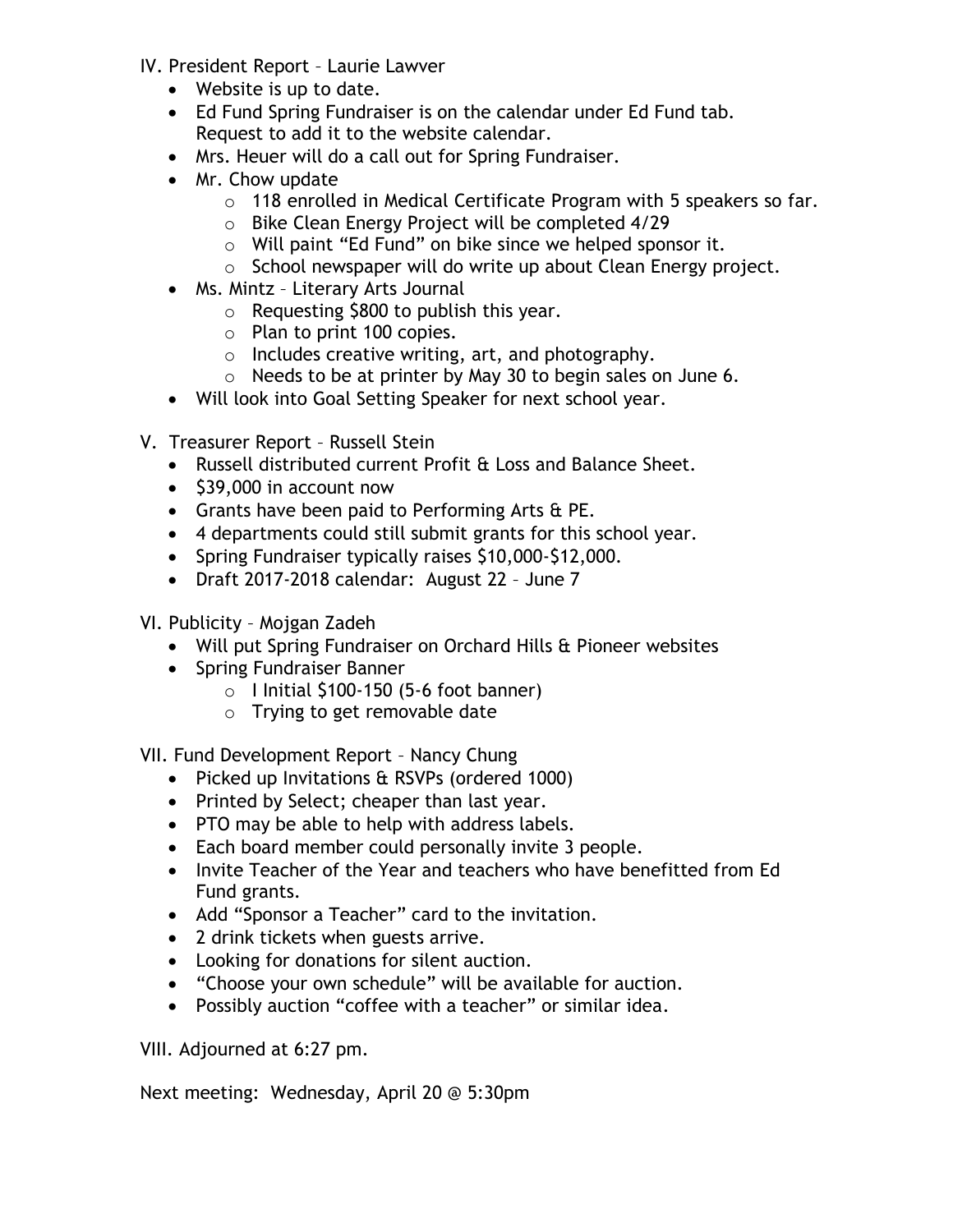IV. President Report – Laurie Lawver

- Website is up to date.
- Ed Fund Spring Fundraiser is on the calendar under Ed Fund tab. Request to add it to the website calendar.
- Mrs. Heuer will do a call out for Spring Fundraiser.
- Mr. Chow update
  - 118 enrolled in Medical Certificate Program with 5 speakers so far.
  - Bike Clean Energy Project will be completed 4/29
  - Will paint "Ed Fund" on bike since we helped sponsor it.
  - School newspaper will do write up about Clean Energy project.
- Ms. Mintz – Literary Arts Journal
  - Requesting $800 to publish this year.
  - Plan to print 100 copies.
  - Includes creative writing, art, and photography.
  - Needs to be at printer by May 30 to begin sales on June 6.
- Will look into Goal Setting Speaker for next school year.

V. Treasurer Report – Russell Stein

- Russell distributed current Profit & Loss and Balance Sheet.
- $39,000 in account now
- Grants have been paid to Performing Arts & PE.
- 4 departments could still submit grants for this school year.
- Spring Fundraiser typically raises $10,000-$12,000.
- Draft 2017-2018 calendar: August 22 – June 7

VI. Publicity – Mojgan Zadeh

- Will put Spring Fundraiser on Orchard Hills & Pioneer websites
- Spring Fundraiser Banner
  - I Initial $100-150 (5-6 foot banner)
  - Trying to get removable date

VII. Fund Development Report – Nancy Chung

- Picked up Invitations & RSVPs (ordered 1000)
- Printed by Select; cheaper than last year.
- PTO may be able to help with address labels.
- Each board member could personally invite 3 people.
- Invite Teacher of the Year and teachers who have benefitted from Ed Fund grants.
- Add "Sponsor a Teacher" card to the invitation.
- 2 drink tickets when guests arrive.
- Looking for donations for silent auction.
- "Choose your own schedule" will be available for auction.
- Possibly auction "coffee with a teacher" or similar idea.

VIII. Adjourned at 6:27 pm.

Next meeting: Wednesday, April 20 @ 5:30pm